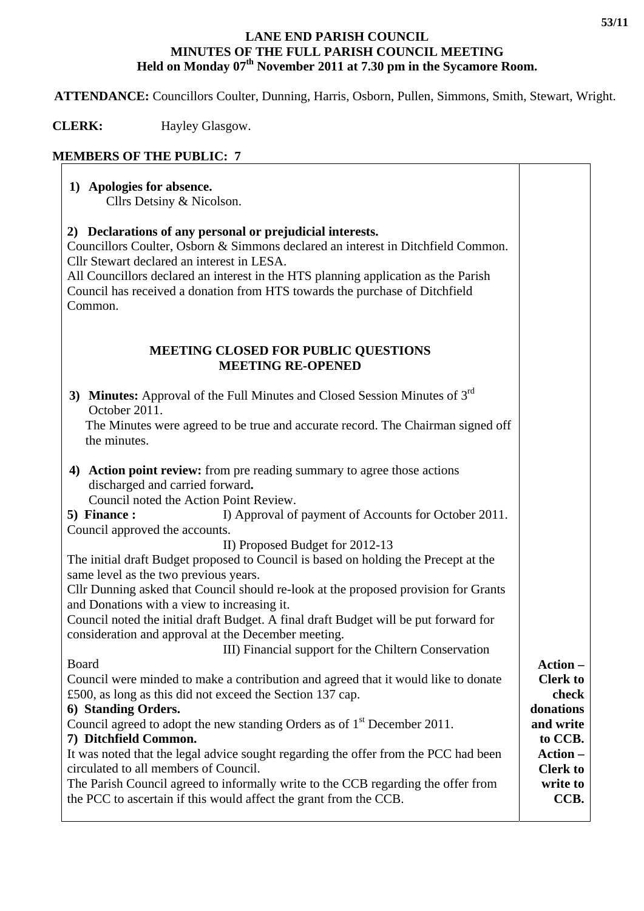# LANE END PARISH COUNCIL
## MINUTES OF THE FULL PARISH COUNCIL MEETING
### Held on Monday 07th November 2011 at 7.30 pm in the Sycamore Room.

**ATTENDANCE:** Councillors Coulter, Dunning, Harris, Osborn, Pullen, Simmons, Smith, Stewart, Wright.

**CLERK:** Hayley Glasgow.

**MEMBERS OF THE PUBLIC: 7**

| | |
|---|---|
| **1) Apologies for absence.**<br>Cllrs Detsiny & Nicolson. | |
| **2) Declarations of any personal or prejudicial interests.**<br>Councillors Coulter, Osborn & Simmons declared an interest in Ditchfield Common.<br>Cllr Stewart declared an interest in LESA.<br>All Councillors declared an interest in the HTS planning application as the Parish Council has received a donation from HTS towards the purchase of Ditchfield Common. | |
| **MEETING CLOSED FOR PUBLIC QUESTIONS**<br>**MEETING RE-OPENED** | |
| **3) Minutes:** Approval of the Full Minutes and Closed Session Minutes of 3rd October 2011.<br>The Minutes were agreed to be true and accurate record. The Chairman signed off the minutes. | |
| **4) Action point review:** from pre reading summary to agree those actions discharged and carried forward**.**<br>Council noted the Action Point Review. | |
| **5) Finance :** I) Approval of payment of Accounts for October 2011.<br>Council approved the accounts.<br>II) Proposed Budget for 2012-13<br>The initial draft Budget proposed to Council is based on holding the Precept at the same level as the two previous years.<br>Cllr Dunning asked that Council should re-look at the proposed provision for Grants and Donations with a view to increasing it.<br>Council noted the initial draft Budget. A final draft Budget will be put forward for consideration and approval at the December meeting.<br>III) Financial support for the Chiltern Conservation Board<br>Council were minded to make a contribution and agreed that it would like to donate £500, as long as this did not exceed the Section 137 cap. | **Action – Clerk to check donations and write to CCB.** |
| **6) Standing Orders.**<br>Council agreed to adopt the new standing Orders as of 1st December 2011. | |
| **7) Ditchfield Common.**<br>It was noted that the legal advice sought regarding the offer from the PCC had been circulated to all members of Council.<br>The Parish Council agreed to informally write to the CCB regarding the offer from the PCC to ascertain if this would affect the grant from the CCB. | **Action – Clerk to write to CCB.** |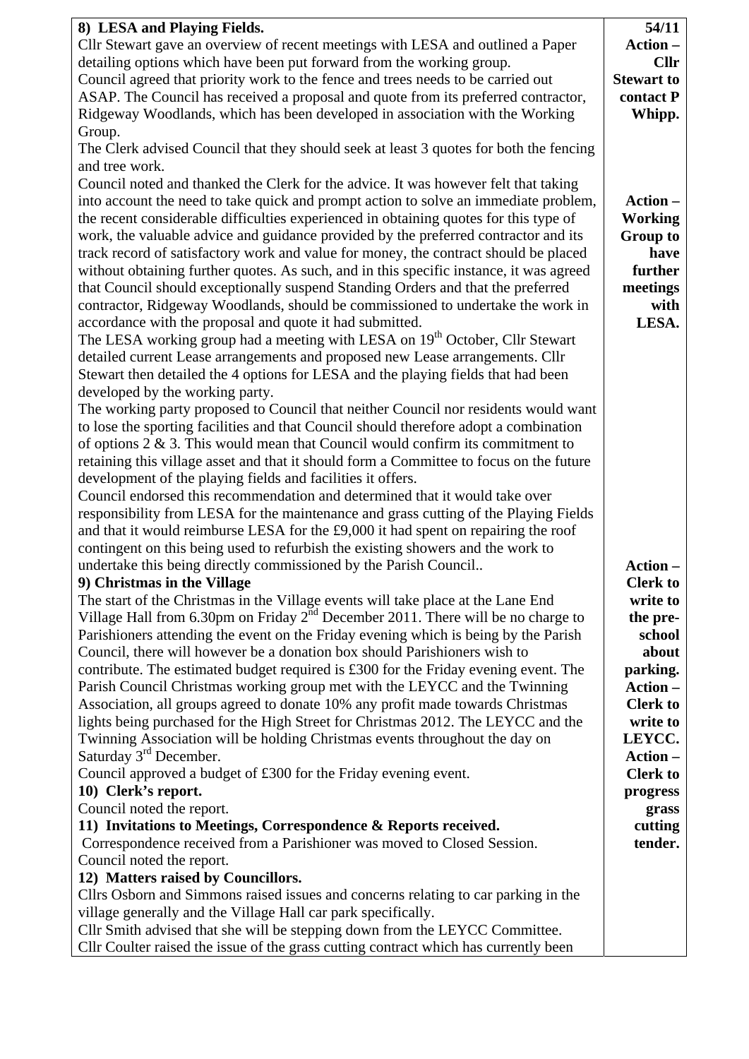| | |
|---|---|
| **8) LESA and Playing Fields.**<br>Cllr Stewart gave an overview of recent meetings with LESA and outlined a Paper detailing options which have been put forward from the working group.<br>Council agreed that priority work to the fence and trees needs to be carried out ASAP. The Council has received a proposal and quote from its preferred contractor, Ridgeway Woodlands, which has been developed in association with the Working Group.<br>The Clerk advised Council that they should seek at least 3 quotes for both the fencing and tree work.<br>Council noted and thanked the Clerk for the advice. It was however felt that taking into account the need to take quick and prompt action to solve an immediate problem, the recent considerable difficulties experienced in obtaining quotes for this type of work, the valuable advice and guidance provided by the preferred contractor and its track record of satisfactory work and value for money, the contract should be placed without obtaining further quotes. As such, and in this specific instance, it was agreed that Council should exceptionally suspend Standing Orders and that the preferred contractor, Ridgeway Woodlands, should be commissioned to undertake the work in accordance with the proposal and quote it had submitted.<br>The LESA working group had a meeting with LESA on 19th October, Cllr Stewart detailed current Lease arrangements and proposed new Lease arrangements. Cllr Stewart then detailed the 4 options for LESA and the playing fields that had been developed by the working party.<br>The working party proposed to Council that neither Council nor residents would want to lose the sporting facilities and that Council should therefore adopt a combination of options 2 & 3. This would mean that Council would confirm its commitment to retaining this village asset and that it should form a Committee to focus on the future development of the playing fields and facilities it offers.<br>Council endorsed this recommendation and determined that it would take over responsibility from LESA for the maintenance and grass cutting of the Playing Fields and that it would reimburse LESA for the £9,000 it had spent on repairing the roof contingent on this being used to refurbish the existing showers and the work to undertake this being directly commissioned by the Parish Council.. | **54/11**<br>**Action – Cllr Stewart to contact P Whipp.**<br><br>**Action – Working Group to have further meetings with LESA.** |
| **9) Christmas in the Village**<br>The start of the Christmas in the Village events will take place at the Lane End Village Hall from 6.30pm on Friday 2nd December 2011. There will be no charge to Parishioners attending the event on the Friday evening which is being by the Parish Council, there will however be a donation box should Parishioners wish to contribute. The estimated budget required is £300 for the Friday evening event. The Parish Council Christmas working group met with the LEYCC and the Twinning Association, all groups agreed to donate 10% any profit made towards Christmas lights being purchased for the High Street for Christmas 2012. The LEYCC and the Twinning Association will be holding Christmas events throughout the day on Saturday 3rd December.<br>Council approved a budget of £300 for the Friday evening event.<br>**10) Clerk's report.**<br>Council noted the report.<br>**11) Invitations to Meetings, Correspondence & Reports received.**<br>Correspondence received from a Parishioner was moved to Closed Session.<br>Council noted the report.<br>**12) Matters raised by Councillors.**<br>Cllrs Osborn and Simmons raised issues and concerns relating to car parking in the village generally and the Village Hall car park specifically.<br>Cllr Smith advised that she will be stepping down from the LEYCC Committee.<br>Cllr Coulter raised the issue of the grass cutting contract which has currently been | **Action – Clerk to write to the pre-school about parking.**<br>**Action – Clerk to write to LEYCC.**<br>**Action – Clerk to progress grass cutting tender.** |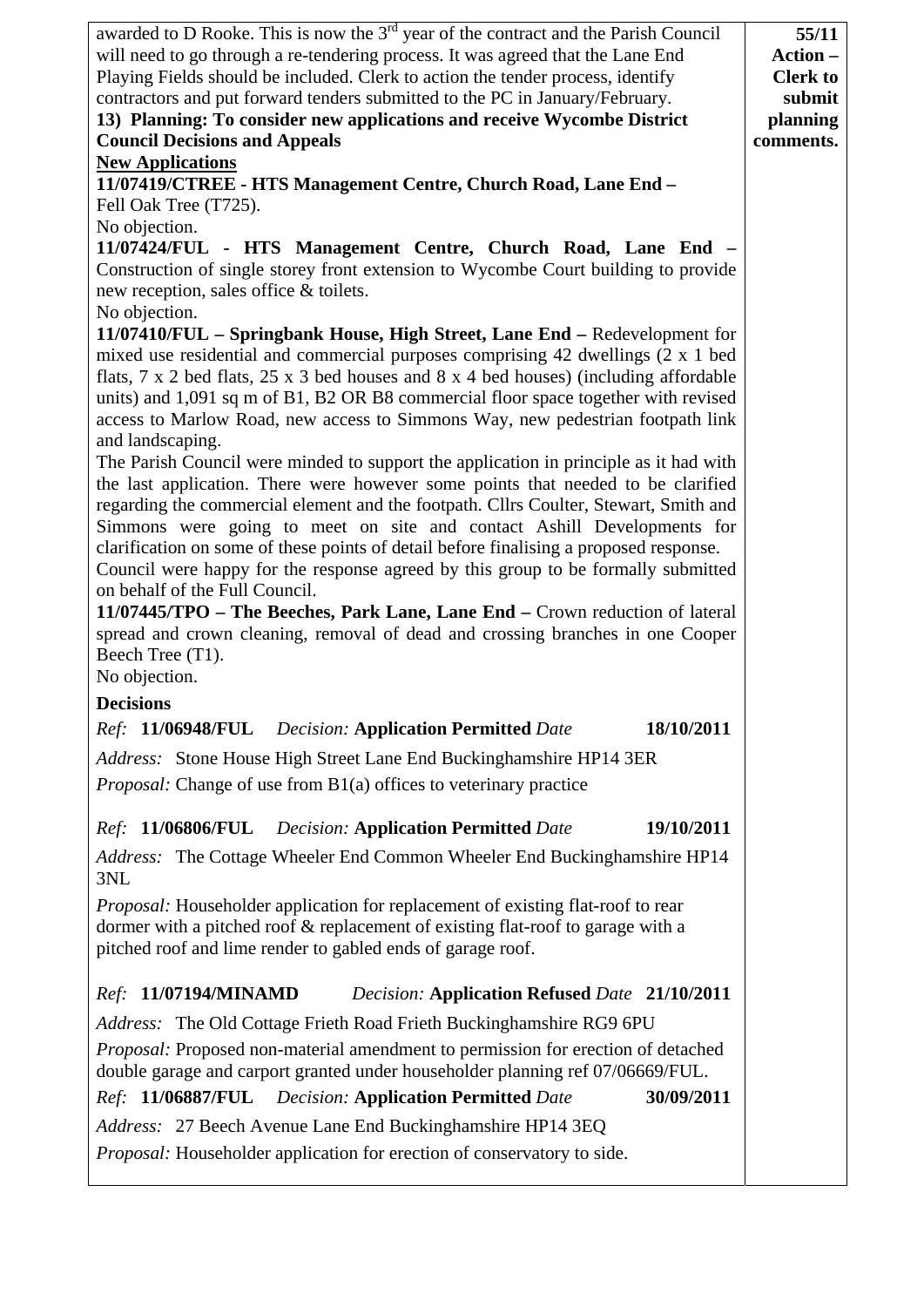| | |
|---|---|
| awarded to D Rooke. This is now the 3rd year of the contract and the Parish Council will need to go through a re-tendering process. It was agreed that the Lane End Playing Fields should be included. Clerk to action the tender process, identify contractors and put forward tenders submitted to the PC in January/February. | **55/11** |
| **13) Planning: To consider new applications and receive Wycombe District Council Decisions and Appeals** | **Action – Clerk to submit planning comments.** |
| **New Applications** | |
| **11/07419/CTREE - HTS Management Centre, Church Road, Lane End –** Fell Oak Tree (T725). No objection. | |
| **11/07424/FUL - HTS Management Centre, Church Road, Lane End –** Construction of single storey front extension to Wycombe Court building to provide new reception, sales office & toilets. No objection. | |
| **11/07410/FUL – Springbank House, High Street, Lane End –** Redevelopment for mixed use residential and commercial purposes comprising 42 dwellings (2 x 1 bed flats, 7 x 2 bed flats, 25 x 3 bed houses and 8 x 4 bed houses) (including affordable units) and 1,091 sq m of B1, B2 OR B8 commercial floor space together with revised access to Marlow Road, new access to Simmons Way, new pedestrian footpath link and landscaping. The Parish Council were minded to support the application in principle as it had with the last application. There were however some points that needed to be clarified regarding the commercial element and the footpath. Cllrs Coulter, Stewart, Smith and Simmons were going to meet on site and contact Ashill Developments for clarification on some of these points of detail before finalising a proposed response. Council were happy for the response agreed by this group to be formally submitted on behalf of the Full Council. | |
| **11/07445/TPO – The Beeches, Park Lane, Lane End –** Crown reduction of lateral spread and crown cleaning, removal of dead and crossing branches in one Cooper Beech Tree (T1). No objection. | |
| **Decisions** | |
| *Ref:* **11/06948/FUL** *Decision:* **Application Permitted** *Date* **18/10/2011** | |
| *Address:* Stone House High Street Lane End Buckinghamshire HP14 3ER | |
| *Proposal:* Change of use from B1(a) offices to veterinary practice | |
| *Ref:* **11/06806/FUL** *Decision:* **Application Permitted** *Date* **19/10/2011** | |
| *Address:* The Cottage Wheeler End Common Wheeler End Buckinghamshire HP14 3NL | |
| *Proposal:* Householder application for replacement of existing flat-roof to rear dormer with a pitched roof & replacement of existing flat-roof to garage with a pitched roof and lime render to gabled ends of garage roof. | |
| *Ref:* **11/07194/MINAMD** *Decision:* **Application Refused** *Date* **21/10/2011** | |
| *Address:* The Old Cottage Frieth Road Frieth Buckinghamshire RG9 6PU | |
| *Proposal:* Proposed non-material amendment to permission for erection of detached double garage and carport granted under householder planning ref 07/06669/FUL. | |
| *Ref:* **11/06887/FUL** *Decision:* **Application Permitted** *Date* **30/09/2011** | |
| *Address:* 27 Beech Avenue Lane End Buckinghamshire HP14 3EQ | |
| *Proposal:* Householder application for erection of conservatory to side. | |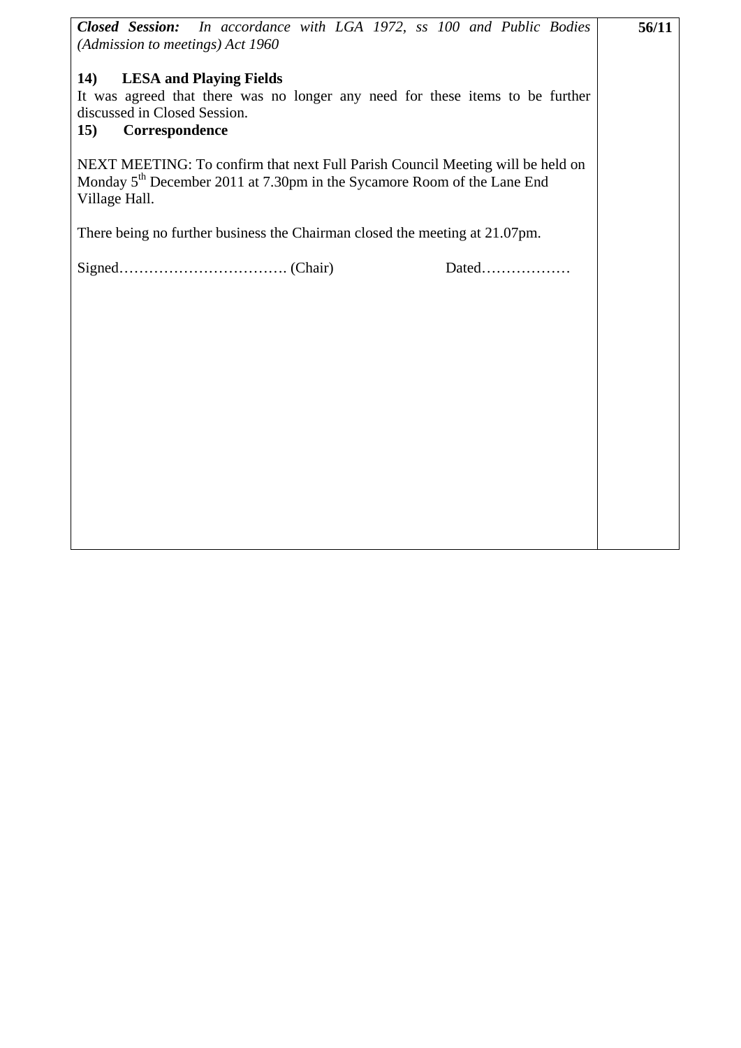***Closed Session:*** *In accordance with LGA 1972, ss 100 and Public Bodies (Admission to meetings) Act 1960*

56/11

**14) LESA and Playing Fields**

It was agreed that there was no longer any need for these items to be further discussed in Closed Session.

**15) Correspondence**

NEXT MEETING: To confirm that next Full Parish Council Meeting will be held on Monday 5th December 2011 at 7.30pm in the Sycamore Room of the Lane End Village Hall.

There being no further business the Chairman closed the meeting at 21.07pm.

Signed……………………………. (Chair) Dated………………